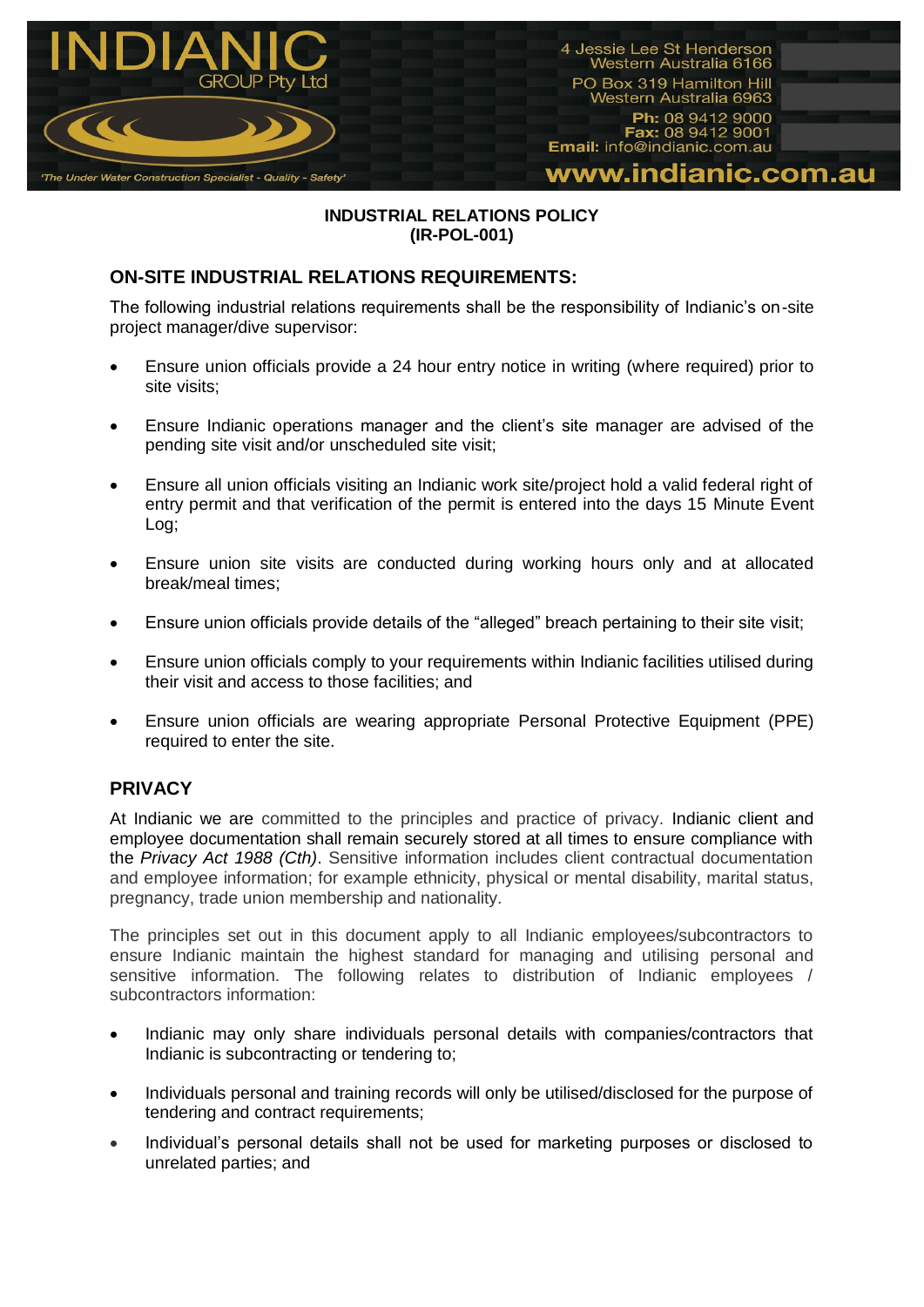# INDUSTRIAL RELATIONS POLICY
# (IR-POL-001)

## ON-SITE INDUSTRIAL RELATIONS REQUIREMENTS:

The following industrial relations requirements shall be the responsibility of Indianic's on-site project manager/dive supervisor:

- Ensure union officials provide a 24 hour entry notice in writing (where required) prior to site visits;
- Ensure Indianic operations manager and the client's site manager are advised of the pending site visit and/or unscheduled site visit;
- Ensure all union officials visiting an Indianic work site/project hold a valid federal right of entry permit and that verification of the permit is entered into the days 15 Minute Event Log;
- Ensure union site visits are conducted during working hours only and at allocated break/meal times;
- Ensure union officials provide details of the "alleged" breach pertaining to their site visit;
- Ensure union officials comply to your requirements within Indianic facilities utilised during their visit and access to those facilities; and
- Ensure union officials are wearing appropriate Personal Protective Equipment (PPE) required to enter the site.

## PRIVACY

At Indianic we are committed to the principles and practice of privacy. Indianic client and employee documentation shall remain securely stored at all times to ensure compliance with the *Privacy Act 1988 (Cth)*. Sensitive information includes client contractual documentation and employee information; for example ethnicity, physical or mental disability, marital status, pregnancy, trade union membership and nationality.

The principles set out in this document apply to all Indianic employees/subcontractors to ensure Indianic maintain the highest standard for managing and utilising personal and sensitive information. The following relates to distribution of Indianic employees / subcontractors information:

- Indianic may only share individuals personal details with companies/contractors that Indianic is subcontracting or tendering to;
- Individuals personal and training records will only be utilised/disclosed for the purpose of tendering and contract requirements;
- Individual's personal details shall not be used for marketing purposes or disclosed to unrelated parties; and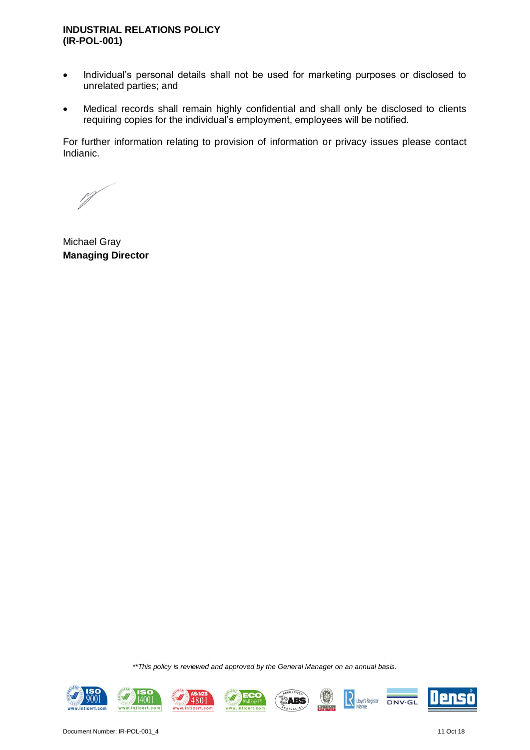- Individual's personal details shall not be used for marketing purposes or disclosed to unrelated parties; and
- Medical records shall remain highly confidential and shall only be disclosed to clients requiring copies for the individual's employment, employees will be notified.

For further information relating to provision of information or privacy issues please contact Indianic.

Michael Gray
**Managing Director**

*\*\*This policy is reviewed and approved by the General Manager on an annual basis.*